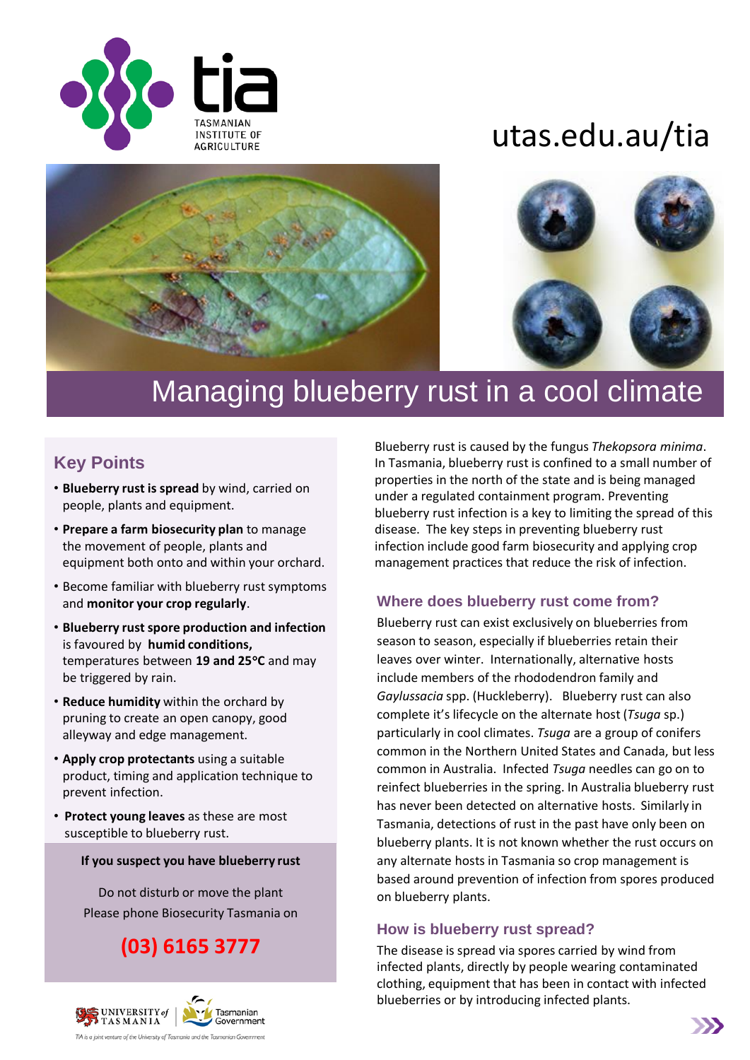utas.edu.au/tia

# Managing blueberry rust in a cool climate

## Key Points

- **Blueberry rust is spread** by wind, carried on people, plants and equipment.
- **Prepare a farm biosecurity plan** to manage the movement of people, plants and equipment both onto and within your orchard.
- Become familiar with blueberry rust symptoms and **monitor your crop regularly**.
- **Blueberry rust spore production and infection** is favoured by **humid conditions,** temperatures between **19 and 25°C** and may be triggered by rain.
- **Reduce humidity** within the orchard by pruning to create an open canopy, good alleyway and edge management.
- **Apply crop protectants** using a suitable product, timing and application technique to prevent infection.
- **Protect young leaves** as these are most susceptible to blueberry rust.

**If you suspect you have blueberry rust**

Do not disturb or move the plant
Please phone Biosecurity Tasmania on

**(03) 6165 3777**

Blueberry rust is caused by the fungus *Thekopsora minima*. In Tasmania, blueberry rust is confined to a small number of properties in the north of the state and is being managed under a regulated containment program. Preventing blueberry rust infection is a key to limiting the spread of this disease. The key steps in preventing blueberry rust infection include good farm biosecurity and applying crop management practices that reduce the risk of infection.

### Where does blueberry rust come from?

Blueberry rust can exist exclusively on blueberries from season to season, especially if blueberries retain their leaves over winter. Internationally, alternative hosts include members of the rhododendron family and *Gaylussacia* spp. (Huckleberry). Blueberry rust can also complete it's lifecycle on the alternate host (*Tsuga* sp.) particularly in cool climates. *Tsuga* are a group of conifers common in the Northern United States and Canada, but less common in Australia. Infected *Tsuga* needles can go on to reinfect blueberries in the spring. In Australia blueberry rust has never been detected on alternative hosts. Similarly in Tasmania, detections of rust in the past have only been on blueberry plants. It is not known whether the rust occurs on any alternate hosts in Tasmania so crop management is based around prevention of infection from spores produced on blueberry plants.

### How is blueberry rust spread?

The disease is spread via spores carried by wind from infected plants, directly by people wearing contaminated clothing, equipment that has been in contact with infected blueberries or by introducing infected plants.

TIA is a joint venture of the University of Tasmania and the Tasmanian Government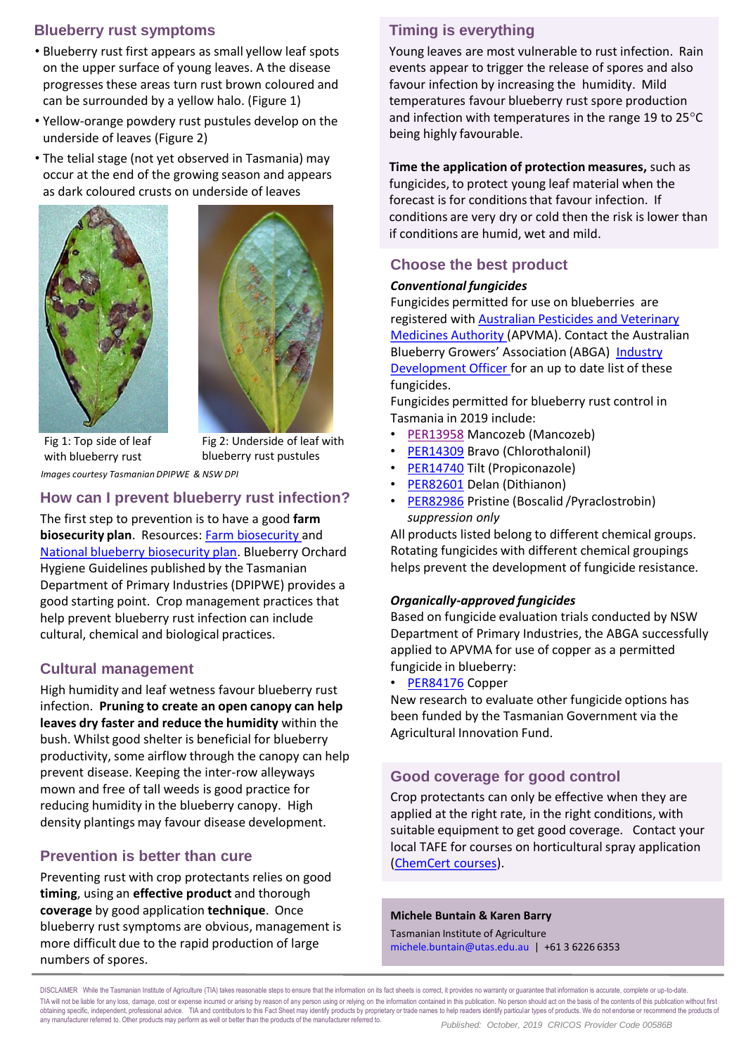## Blueberry rust symptoms

- Blueberry rust first appears as small yellow leaf spots on the upper surface of young leaves. A the disease progresses these areas turn rust brown coloured and can be surrounded by a yellow halo. (Figure 1)
- Yellow-orange powdery rust pustules develop on the underside of leaves (Figure 2)
- The telial stage (not yet observed in Tasmania) may occur at the end of the growing season and appears as dark coloured crusts on underside of leaves

Fig 1: Top side of leaf with blueberry rust

Fig 2: Underside of leaf with blueberry rust pustules

*Images courtesy Tasmanian DPIPWE & NSW DPI*

## How can I prevent blueberry rust infection?

The first step to prevention is to have a good **farm biosecurity plan**. Resources: Farm biosecurity and National blueberry biosecurity plan. Blueberry Orchard Hygiene Guidelines published by the Tasmanian Department of Primary Industries (DPIPWE) provides a good starting point. Crop management practices that help prevent blueberry rust infection can include cultural, chemical and biological practices.

## Cultural management

High humidity and leaf wetness favour blueberry rust infection. **Pruning to create an open canopy can help leaves dry faster and reduce the humidity** within the bush. Whilst good shelter is beneficial for blueberry productivity, some airflow through the canopy can help prevent disease. Keeping the inter-row alleyways mown and free of tall weeds is good practice for reducing humidity in the blueberry canopy. High density plantings may favour disease development.

## Prevention is better than cure

Preventing rust with crop protectants relies on good **timing**, using an **effective product** and thorough **coverage** by good application **technique**. Once blueberry rust symptoms are obvious, management is more difficult due to the rapid production of large numbers of spores.

## Timing is everything

Young leaves are most vulnerable to rust infection. Rain events appear to trigger the release of spores and also favour infection by increasing the humidity. Mild temperatures favour blueberry rust spore production and infection with temperatures in the range 19 to 25°C being highly favourable.

**Time the application of protection measures,** such as fungicides, to protect young leaf material when the forecast is for conditions that favour infection. If conditions are very dry or cold then the risk is lower than if conditions are humid, wet and mild.

## Choose the best product

***Conventional fungicides***

Fungicides permitted for use on blueberries are registered with Australian Pesticides and Veterinary Medicines Authority (APVMA). Contact the Australian Blueberry Growers' Association (ABGA) Industry Development Officer for an up to date list of these fungicides.

Fungicides permitted for blueberry rust control in Tasmania in 2019 include:

- PER13958 Mancozeb (Mancozeb)
- PER14309 Bravo (Chlorothalonil)
- PER14740 Tilt (Propiconazole)
- PER82601 Delan (Dithianon)
- PER82986 Pristine (Boscalid /Pyraclostrobin) *suppression only*

All products listed belong to different chemical groups. Rotating fungicides with different chemical groupings helps prevent the development of fungicide resistance.

***Organically-approved fungicides***

Based on fungicide evaluation trials conducted by NSW Department of Primary Industries, the ABGA successfully applied to APVMA for use of copper as a permitted fungicide in blueberry:

- PER84176 Copper

New research to evaluate other fungicide options has been funded by the Tasmanian Government via the Agricultural Innovation Fund.

## Good coverage for good control

Crop protectants can only be effective when they are applied at the right rate, in the right conditions, with suitable equipment to get good coverage. Contact your local TAFE for courses on horticultural spray application (ChemCert courses).

**Michele Buntain & Karen Barry**

Tasmanian Institute of Agriculture

michele.buntain@utas.edu.au | +61 3 6226 6353

DISCLAIMER While the Tasmanian Institute of Agriculture (TIA) takes reasonable steps to ensure that the information on its fact sheets is correct, it provides no warranty or guarantee that information is accurate, complete or up-to-date. TIA will not be liable for any loss, damage, cost or expense incurred or arising by reason of any person using or relying on the information contained in this publication. No person should act on the basis of the contents of this publication without first obtaining specific, independent, professional advice. TIA and contributors to this Fact Sheet may identify products by proprietary or trade names to help readers identify particular types of products. We do not endorse or recommend the products of any manufacturer referred to. Other products may perform as well or better than the products of the manufacturer referred to.

*Published: October, 2019 CRICOS Provider Code 00586B*